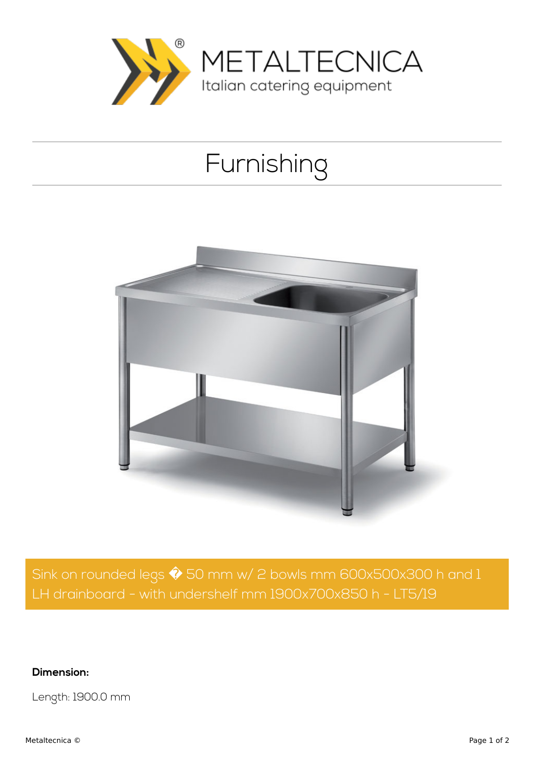METALTECNICA
Italian catering equipment

# Furnishing

Sink on rounded legs � 50 mm w/ 2 bowls mm 600x500x300 h and 1 LH drainboard - with undershelf mm 1900x700x850 h - LT5/19

**Dimension:**

Length: 1900.0 mm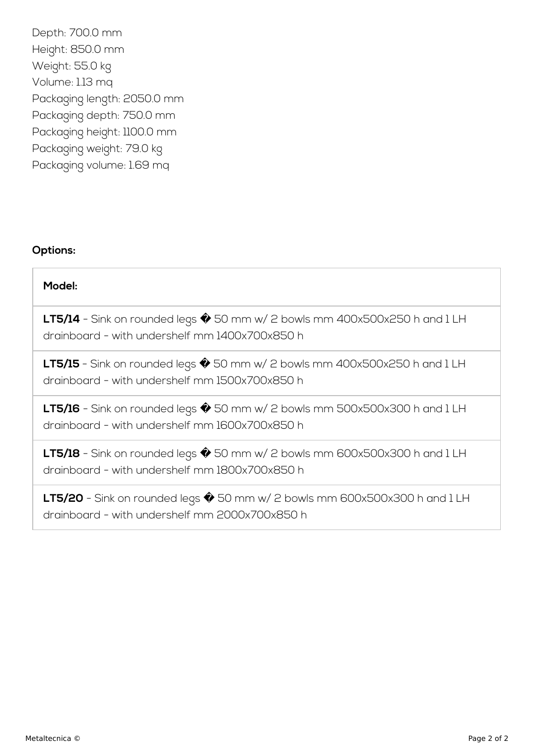Depth: 700.0 mm
Height: 850.0 mm
Weight: 55.0 kg
Volume: 1.13 mq
Packaging length: 2050.0 mm
Packaging depth: 750.0 mm
Packaging height: 1100.0 mm
Packaging weight: 79.0 kg
Packaging volume: 1.69 mq

**Options:**

| **Model:** |
| --- |
| **LT5/14** - Sink on rounded legs � 50 mm w/ 2 bowls mm 400x500x250 h and 1 LH drainboard - with undershelf mm 1400x700x850 h |
| **LT5/15** - Sink on rounded legs � 50 mm w/ 2 bowls mm 400x500x250 h and 1 LH drainboard - with undershelf mm 1500x700x850 h |
| **LT5/16** - Sink on rounded legs � 50 mm w/ 2 bowls mm 500x500x300 h and 1 LH drainboard - with undershelf mm 1600x700x850 h |
| **LT5/18** - Sink on rounded legs � 50 mm w/ 2 bowls mm 600x500x300 h and 1 LH drainboard - with undershelf mm 1800x700x850 h |
| **LT5/20** - Sink on rounded legs � 50 mm w/ 2 bowls mm 600x500x300 h and 1 LH drainboard - with undershelf mm 2000x700x850 h |

Metaltecnica ©